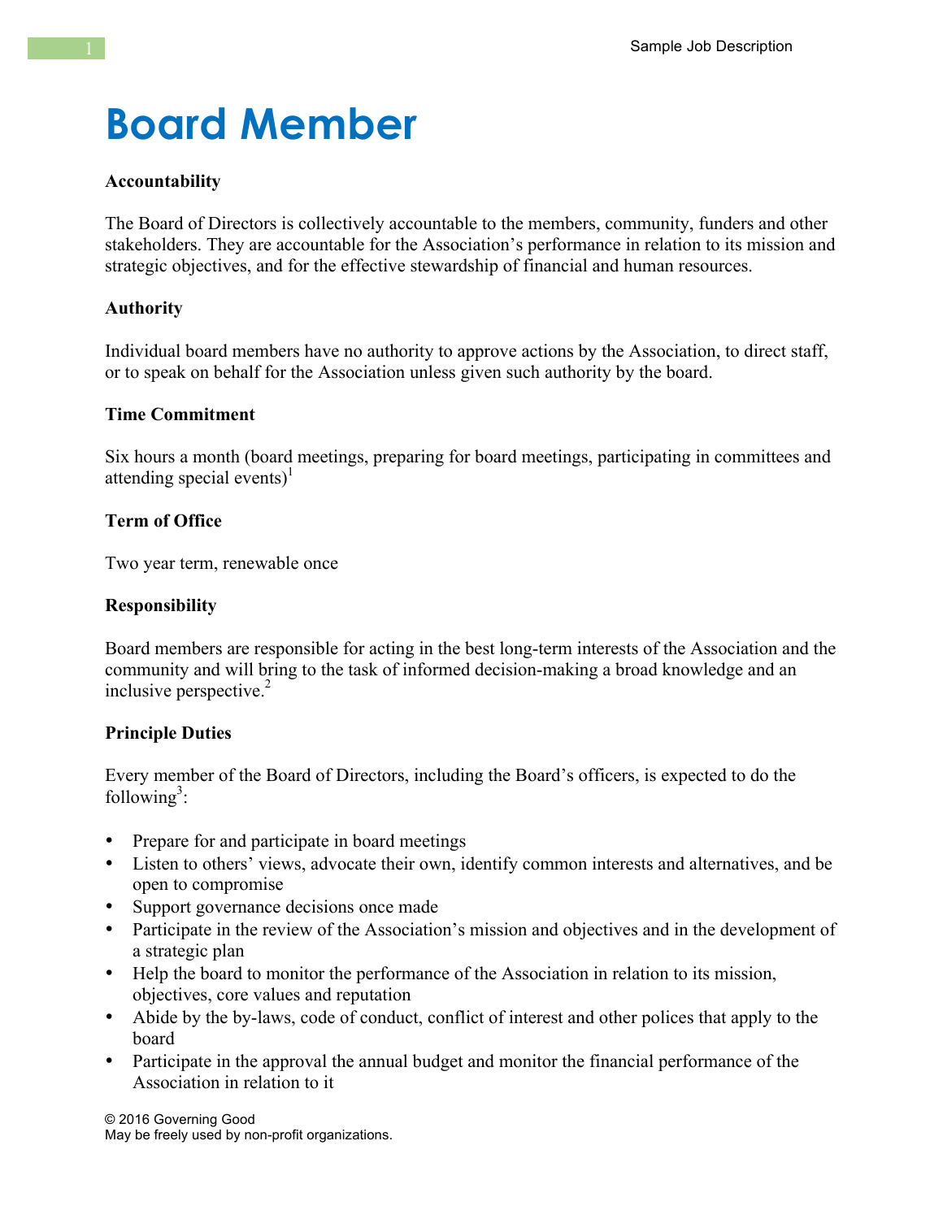# Board Member

**Accountability**

The Board of Directors is collectively accountable to the members, community, funders and other stakeholders. They are accountable for the Association's performance in relation to its mission and strategic objectives, and for the effective stewardship of financial and human resources.

**Authority**

Individual board members have no authority to approve actions by the Association, to direct staff, or to speak on behalf for the Association unless given such authority by the board.

**Time Commitment**

Six hours a month (board meetings, preparing for board meetings, participating in committees and attending special events)[1]

**Term of Office**

Two year term, renewable once

**Responsibility**

Board members are responsible for acting in the best long-term interests of the Association and the community and will bring to the task of informed decision-making a broad knowledge and an inclusive perspective.[2]

**Principle Duties**

Every member of the Board of Directors, including the Board's officers, is expected to do the following[3]:

- Prepare for and participate in board meetings
- Listen to others' views, advocate their own, identify common interests and alternatives, and be open to compromise
- Support governance decisions once made
- Participate in the review of the Association's mission and objectives and in the development of a strategic plan
- Help the board to monitor the performance of the Association in relation to its mission, objectives, core values and reputation
- Abide by the by-laws, code of conduct, conflict of interest and other polices that apply to the board
- Participate in the approval the annual budget and monitor the financial performance of the Association in relation to it

© 2016 Governing Good
May be freely used by non-profit organizations.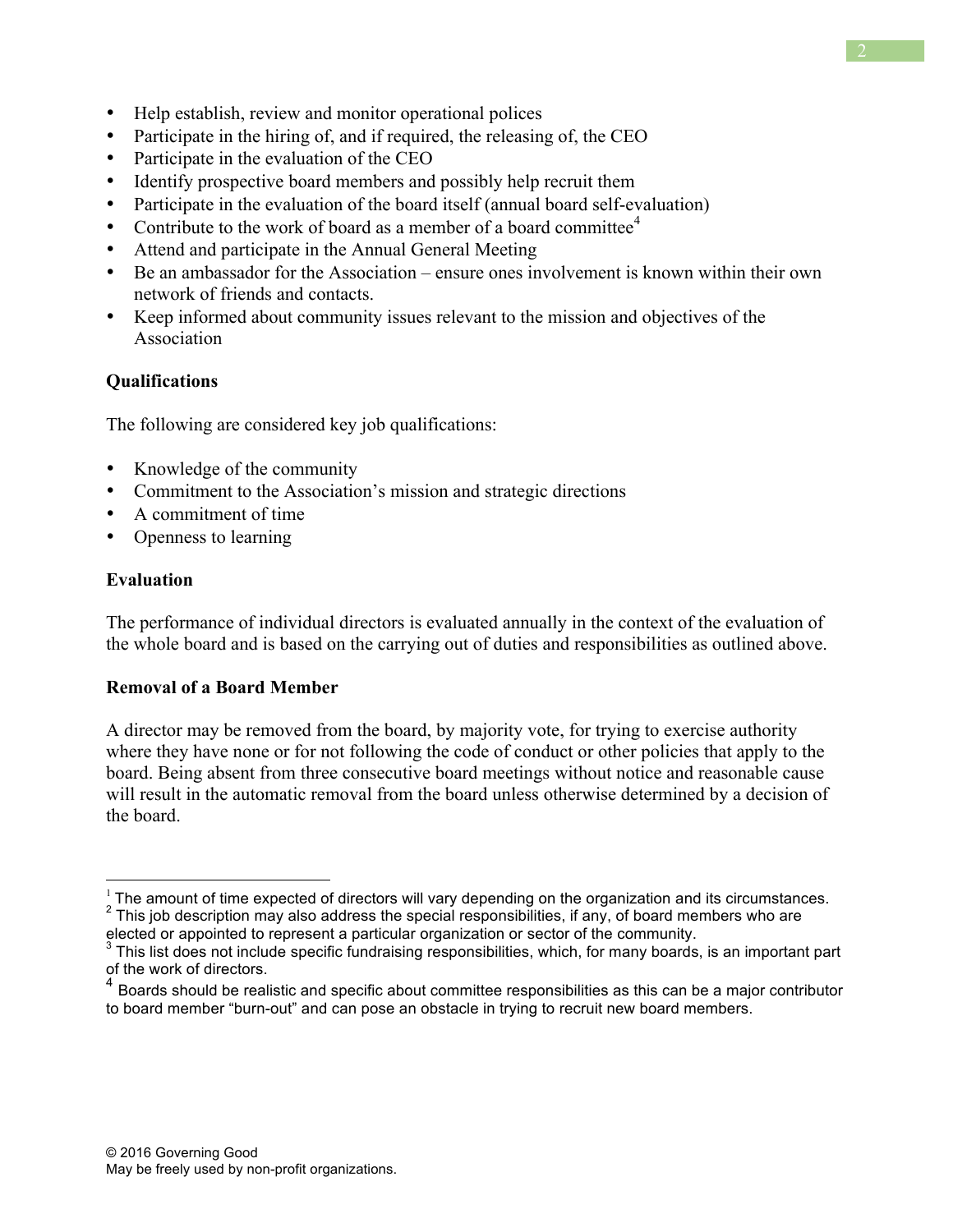- Help establish, review and monitor operational polices
- Participate in the hiring of, and if required, the releasing of, the CEO
- Participate in the evaluation of the CEO
- Identify prospective board members and possibly help recruit them
- Participate in the evaluation of the board itself (annual board self-evaluation)
- Contribute to the work of board as a member of a board committee[4]
- Attend and participate in the Annual General Meeting
- Be an ambassador for the Association – ensure ones involvement is known within their own network of friends and contacts.
- Keep informed about community issues relevant to the mission and objectives of the Association

**Qualifications**

The following are considered key job qualifications:

- Knowledge of the community
- Commitment to the Association's mission and strategic directions
- A commitment of time
- Openness to learning

**Evaluation**

The performance of individual directors is evaluated annually in the context of the evaluation of the whole board and is based on the carrying out of duties and responsibilities as outlined above.

**Removal of a Board Member**

A director may be removed from the board, by majority vote, for trying to exercise authority where they have none or for not following the code of conduct or other policies that apply to the board. Being absent from three consecutive board meetings without notice and reasonable cause will result in the automatic removal from the board unless otherwise determined by a decision of the board.

---

[1] The amount of time expected of directors will vary depending on the organization and its circumstances.
[2] This job description may also address the special responsibilities, if any, of board members who are elected or appointed to represent a particular organization or sector of the community.
[3] This list does not include specific fundraising responsibilities, which, for many boards, is an important part of the work of directors.
[4] Boards should be realistic and specific about committee responsibilities as this can be a major contributor to board member "burn-out" and can pose an obstacle in trying to recruit new board members.

© 2016 Governing Good
May be freely used by non-profit organizations.